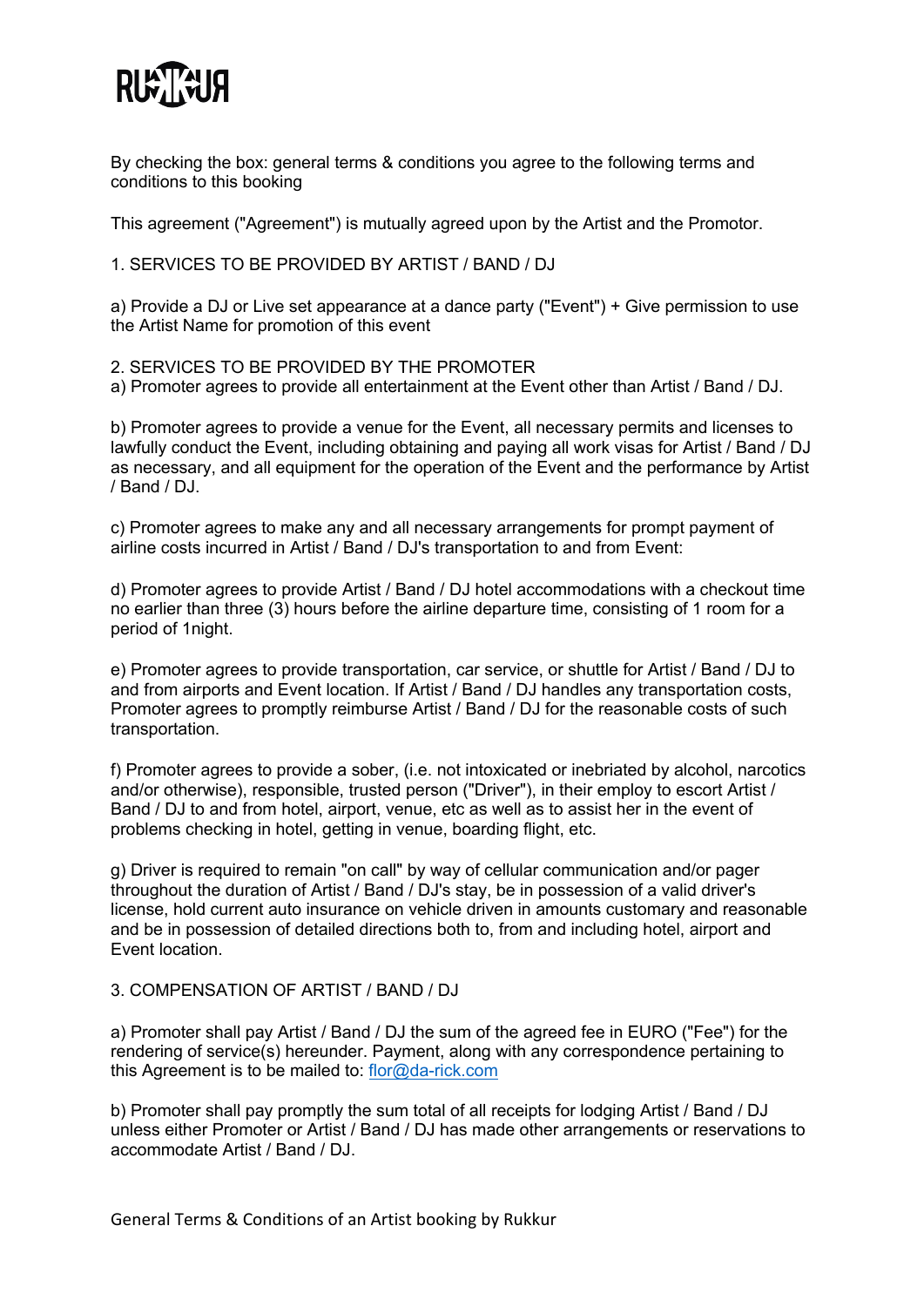RUKKUR

By checking the box: general terms & conditions you agree to the following terms and conditions to this booking

This agreement ("Agreement") is mutually agreed upon by the Artist and the Promotor.

## 1. SERVICES TO BE PROVIDED BY ARTIST / BAND / DJ

a) Provide a DJ or Live set appearance at a dance party ("Event") + Give permission to use the Artist Name for promotion of this event

## 2. SERVICES TO BE PROVIDED BY THE PROMOTER

a) Promoter agrees to provide all entertainment at the Event other than Artist / Band / DJ.

b) Promoter agrees to provide a venue for the Event, all necessary permits and licenses to lawfully conduct the Event, including obtaining and paying all work visas for Artist / Band / DJ as necessary, and all equipment for the operation of the Event and the performance by Artist / Band / DJ.

c) Promoter agrees to make any and all necessary arrangements for prompt payment of airline costs incurred in Artist / Band / DJ's transportation to and from Event:

d) Promoter agrees to provide Artist / Band / DJ hotel accommodations with a checkout time no earlier than three (3) hours before the airline departure time, consisting of 1 room for a period of 1night.

e) Promoter agrees to provide transportation, car service, or shuttle for Artist / Band / DJ to and from airports and Event location. If Artist / Band / DJ handles any transportation costs, Promoter agrees to promptly reimburse Artist / Band / DJ for the reasonable costs of such transportation.

f) Promoter agrees to provide a sober, (i.e. not intoxicated or inebriated by alcohol, narcotics and/or otherwise), responsible, trusted person ("Driver"), in their employ to escort Artist / Band / DJ to and from hotel, airport, venue, etc as well as to assist her in the event of problems checking in hotel, getting in venue, boarding flight, etc.

g) Driver is required to remain "on call" by way of cellular communication and/or pager throughout the duration of Artist / Band / DJ's stay, be in possession of a valid driver's license, hold current auto insurance on vehicle driven in amounts customary and reasonable and be in possession of detailed directions both to, from and including hotel, airport and Event location.

## 3. COMPENSATION OF ARTIST / BAND / DJ

a) Promoter shall pay Artist / Band / DJ the sum of the agreed fee in EURO ("Fee") for the rendering of service(s) hereunder. Payment, along with any correspondence pertaining to this Agreement is to be mailed to: flor@da-rick.com

b) Promoter shall pay promptly the sum total of all receipts for lodging Artist / Band / DJ unless either Promoter or Artist / Band / DJ has made other arrangements or reservations to accommodate Artist / Band / DJ.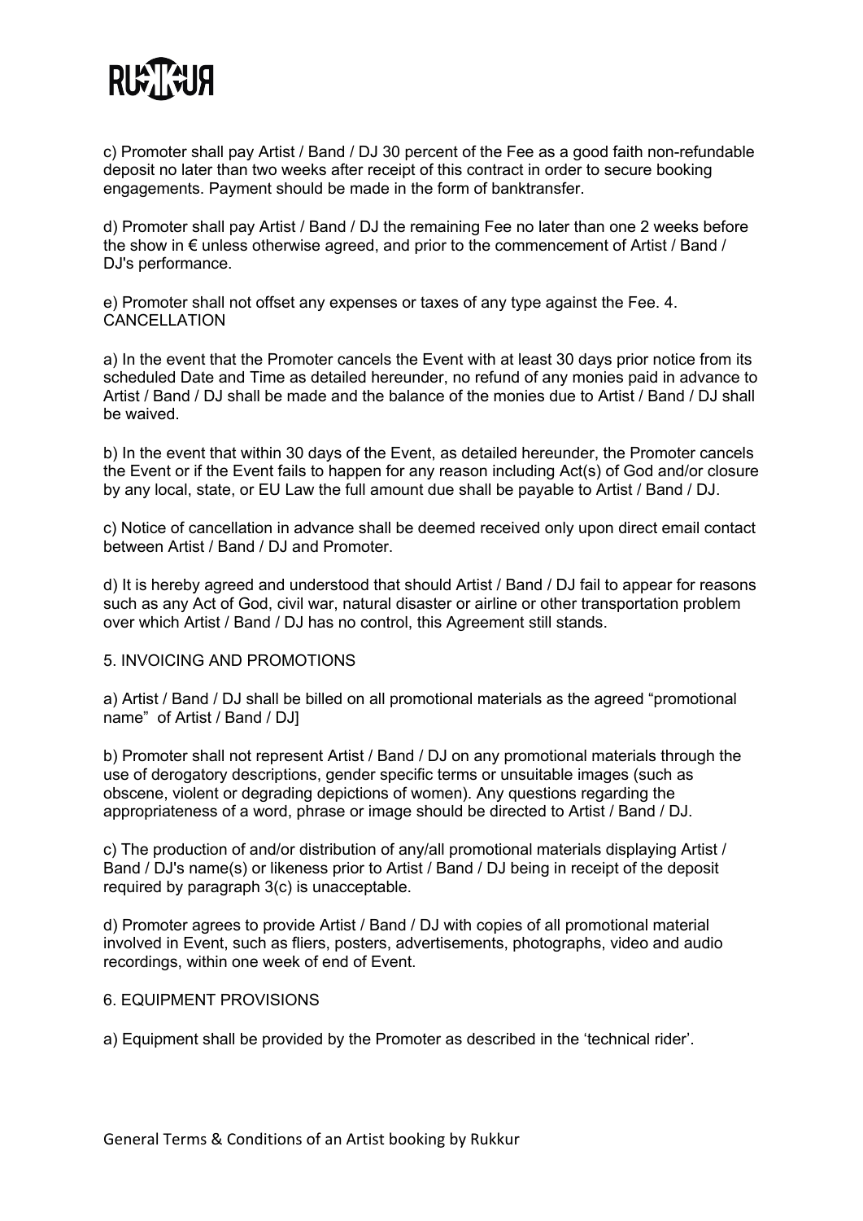c) Promoter shall pay Artist / Band / DJ 30 percent of the Fee as a good faith non-refundable deposit no later than two weeks after receipt of this contract in order to secure booking engagements. Payment should be made in the form of banktransfer.

d) Promoter shall pay Artist / Band / DJ the remaining Fee no later than one 2 weeks before the show in € unless otherwise agreed, and prior to the commencement of Artist / Band / DJ's performance.

e) Promoter shall not offset any expenses or taxes of any type against the Fee. 4. CANCELLATION

a) In the event that the Promoter cancels the Event with at least 30 days prior notice from its scheduled Date and Time as detailed hereunder, no refund of any monies paid in advance to Artist / Band / DJ shall be made and the balance of the monies due to Artist / Band / DJ shall be waived.

b) In the event that within 30 days of the Event, as detailed hereunder, the Promoter cancels the Event or if the Event fails to happen for any reason including Act(s) of God and/or closure by any local, state, or EU Law the full amount due shall be payable to Artist / Band / DJ.

c) Notice of cancellation in advance shall be deemed received only upon direct email contact between Artist / Band / DJ and Promoter.

d) It is hereby agreed and understood that should Artist / Band / DJ fail to appear for reasons such as any Act of God, civil war, natural disaster or airline or other transportation problem over which Artist / Band / DJ has no control, this Agreement still stands.

5. INVOICING AND PROMOTIONS

a) Artist / Band / DJ shall be billed on all promotional materials as the agreed "promotional name" of Artist / Band / DJ]

b) Promoter shall not represent Artist / Band / DJ on any promotional materials through the use of derogatory descriptions, gender specific terms or unsuitable images (such as obscene, violent or degrading depictions of women). Any questions regarding the appropriateness of a word, phrase or image should be directed to Artist / Band / DJ.

c) The production of and/or distribution of any/all promotional materials displaying Artist / Band / DJ's name(s) or likeness prior to Artist / Band / DJ being in receipt of the deposit required by paragraph 3(c) is unacceptable.

d) Promoter agrees to provide Artist / Band / DJ with copies of all promotional material involved in Event, such as fliers, posters, advertisements, photographs, video and audio recordings, within one week of end of Event.

6. EQUIPMENT PROVISIONS

a) Equipment shall be provided by the Promoter as described in the 'technical rider'.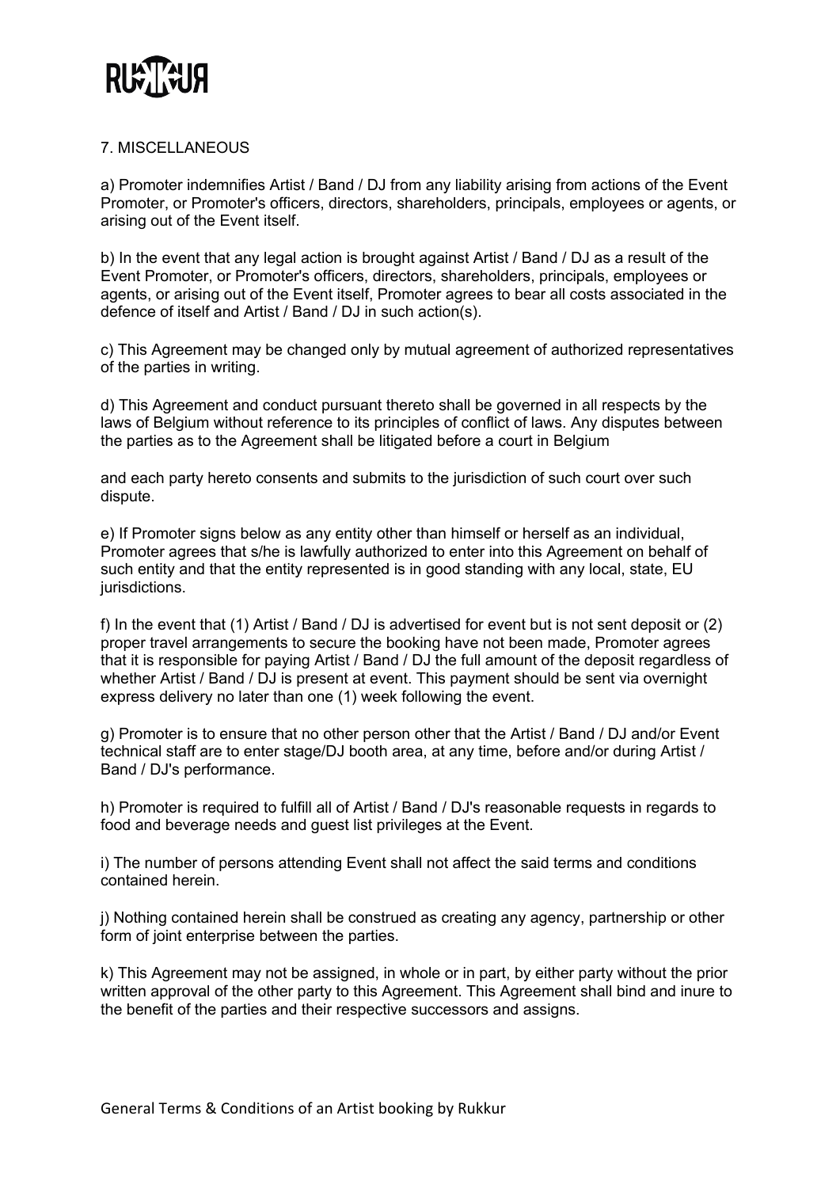## 7. MISCELLANEOUS

a) Promoter indemnifies Artist / Band / DJ from any liability arising from actions of the Event Promoter, or Promoter's officers, directors, shareholders, principals, employees or agents, or arising out of the Event itself.

b) In the event that any legal action is brought against Artist / Band / DJ as a result of the Event Promoter, or Promoter's officers, directors, shareholders, principals, employees or agents, or arising out of the Event itself, Promoter agrees to bear all costs associated in the defence of itself and Artist / Band / DJ in such action(s).

c) This Agreement may be changed only by mutual agreement of authorized representatives of the parties in writing.

d) This Agreement and conduct pursuant thereto shall be governed in all respects by the laws of Belgium without reference to its principles of conflict of laws. Any disputes between the parties as to the Agreement shall be litigated before a court in Belgium

and each party hereto consents and submits to the jurisdiction of such court over such dispute.

e) If Promoter signs below as any entity other than himself or herself as an individual, Promoter agrees that s/he is lawfully authorized to enter into this Agreement on behalf of such entity and that the entity represented is in good standing with any local, state, EU jurisdictions.

f) In the event that (1) Artist / Band / DJ is advertised for event but is not sent deposit or (2) proper travel arrangements to secure the booking have not been made, Promoter agrees that it is responsible for paying Artist / Band / DJ the full amount of the deposit regardless of whether Artist / Band / DJ is present at event. This payment should be sent via overnight express delivery no later than one (1) week following the event.

g) Promoter is to ensure that no other person other that the Artist / Band / DJ and/or Event technical staff are to enter stage/DJ booth area, at any time, before and/or during Artist / Band / DJ's performance.

h) Promoter is required to fulfill all of Artist / Band / DJ's reasonable requests in regards to food and beverage needs and guest list privileges at the Event.

i) The number of persons attending Event shall not affect the said terms and conditions contained herein.

j) Nothing contained herein shall be construed as creating any agency, partnership or other form of joint enterprise between the parties.

k) This Agreement may not be assigned, in whole or in part, by either party without the prior written approval of the other party to this Agreement. This Agreement shall bind and inure to the benefit of the parties and their respective successors and assigns.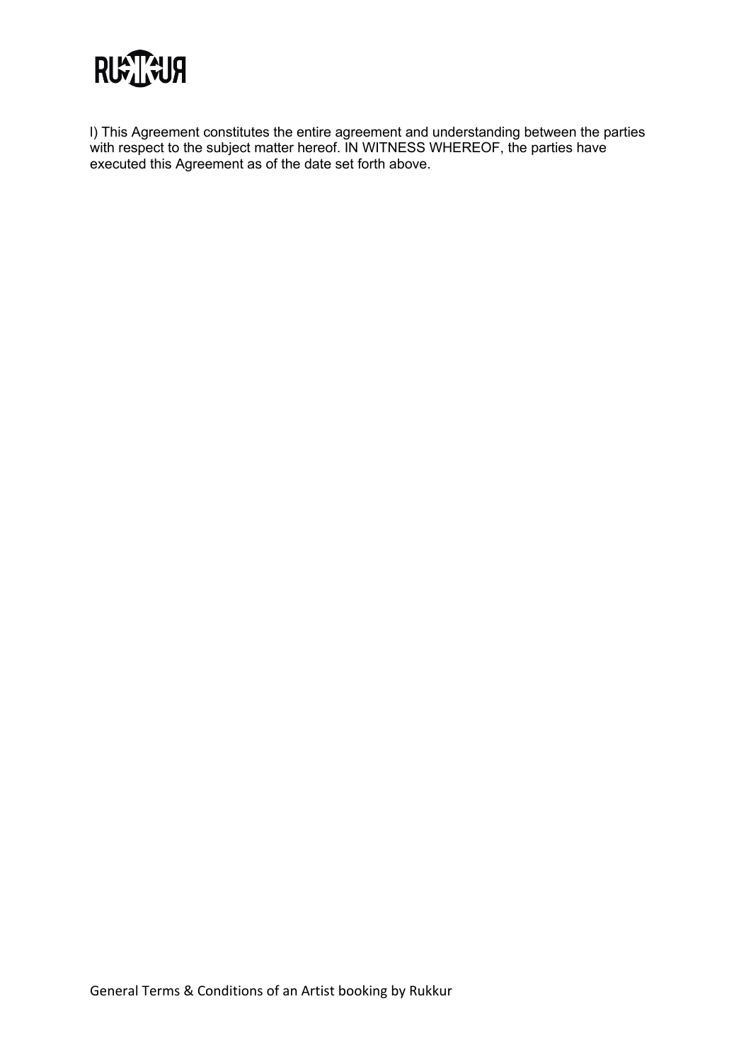l) This Agreement constitutes the entire agreement and understanding between the parties with respect to the subject matter hereof. IN WITNESS WHEREOF, the parties have executed this Agreement as of the date set forth above.